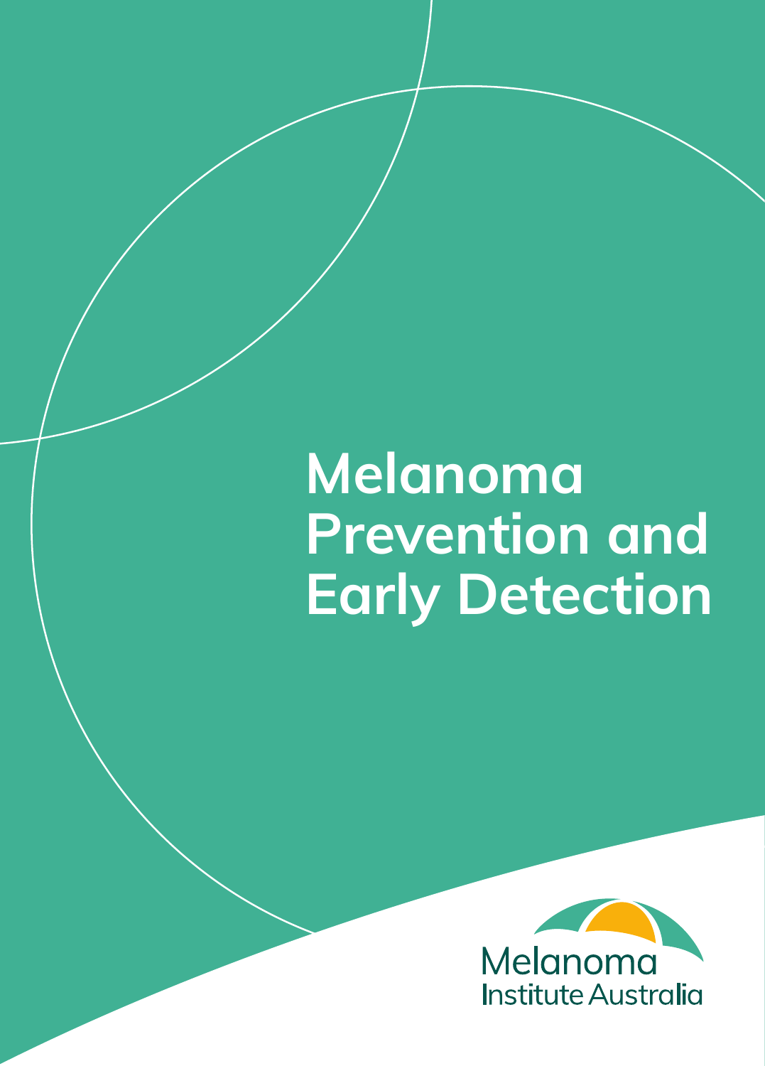# Melanoma Prevention and Early Detection

Melanoma Institute Australia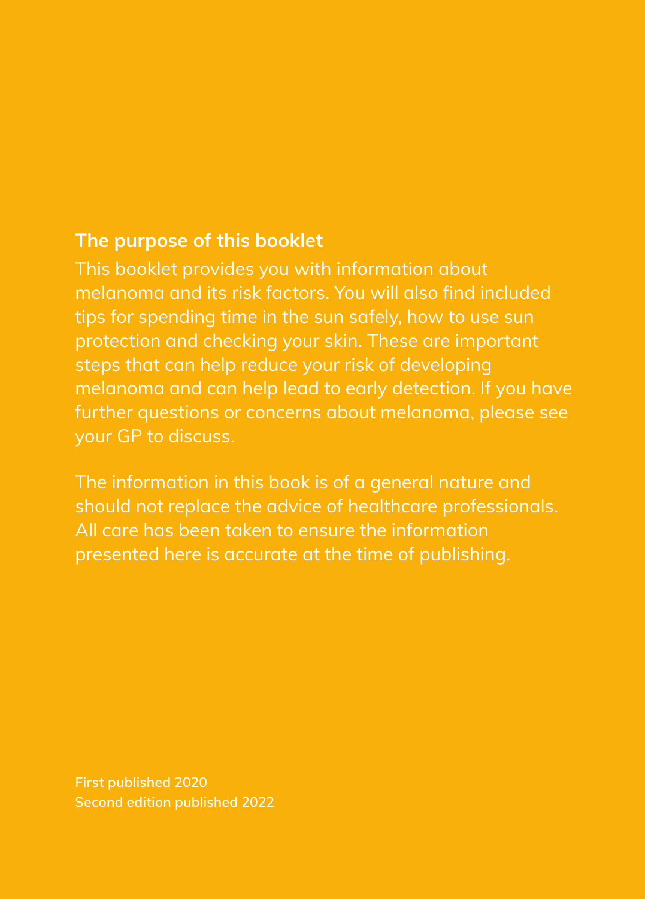## The purpose of this booklet

This booklet provides you with information about melanoma and its risk factors. You will also find included tips for spending time in the sun safely, how to use sun protection and checking your skin. These are important steps that can help reduce your risk of developing melanoma and can help lead to early detection. If you have further questions or concerns about melanoma, please see your GP to discuss.

The information in this book is of a general nature and should not replace the advice of healthcare professionals. All care has been taken to ensure the information presented here is accurate at the time of publishing.

**First published 2020**
**Second edition published 2022**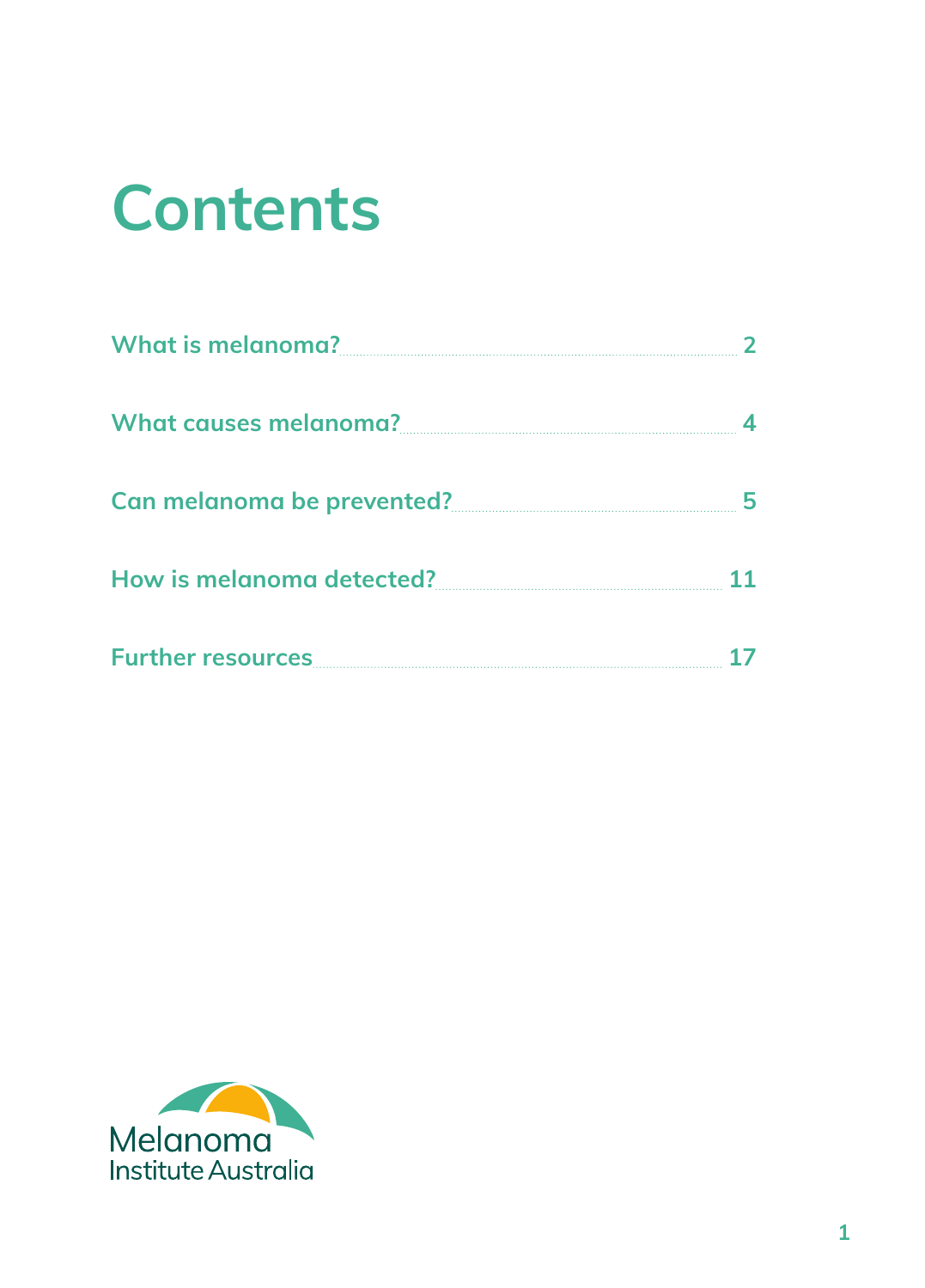# Contents

| | |
|---|---|
| What is melanoma? | 2 |
| What causes melanoma? | 4 |
| Can melanoma be prevented? | 5 |
| How is melanoma detected? | 11 |
| Further resources | 17 |

Melanoma Institute Australia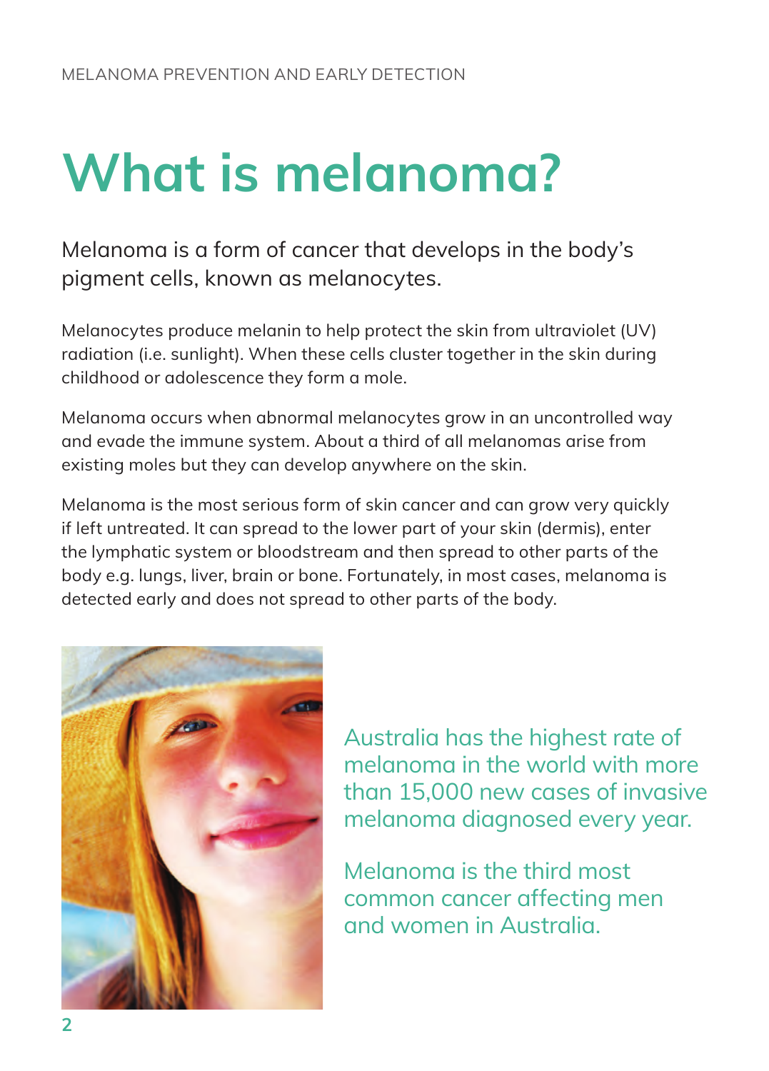# What is melanoma?

Melanoma is a form of cancer that develops in the body's pigment cells, known as melanocytes.

Melanocytes produce melanin to help protect the skin from ultraviolet (UV) radiation (i.e. sunlight). When these cells cluster together in the skin during childhood or adolescence they form a mole.

Melanoma occurs when abnormal melanocytes grow in an uncontrolled way and evade the immune system. About a third of all melanomas arise from existing moles but they can develop anywhere on the skin.

Melanoma is the most serious form of skin cancer and can grow very quickly if left untreated. It can spread to the lower part of your skin (dermis), enter the lymphatic system or bloodstream and then spread to other parts of the body e.g. lungs, liver, brain or bone. Fortunately, in most cases, melanoma is detected early and does not spread to other parts of the body.

Australia has the highest rate of melanoma in the world with more than 15,000 new cases of invasive melanoma diagnosed every year.

Melanoma is the third most common cancer affecting men and women in Australia.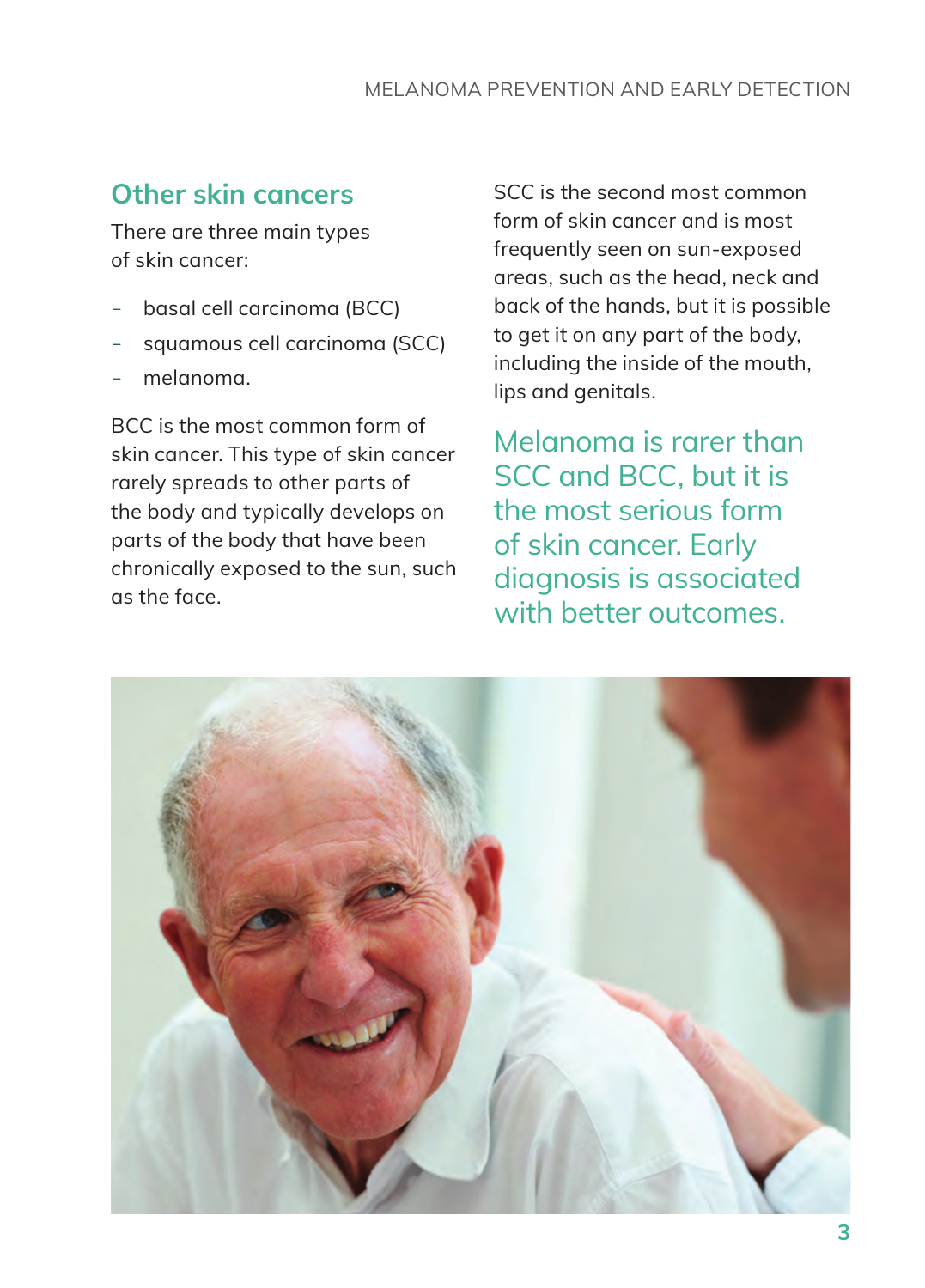## Other skin cancers

There are three main types of skin cancer:

- basal cell carcinoma (BCC)
- squamous cell carcinoma (SCC)
- melanoma.

BCC is the most common form of skin cancer. This type of skin cancer rarely spreads to other parts of the body and typically develops on parts of the body that have been chronically exposed to the sun, such as the face.

SCC is the second most common form of skin cancer and is most frequently seen on sun-exposed areas, such as the head, neck and back of the hands, but it is possible to get it on any part of the body, including the inside of the mouth, lips and genitals.

Melanoma is rarer than SCC and BCC, but it is the most serious form of skin cancer. Early diagnosis is associated with better outcomes.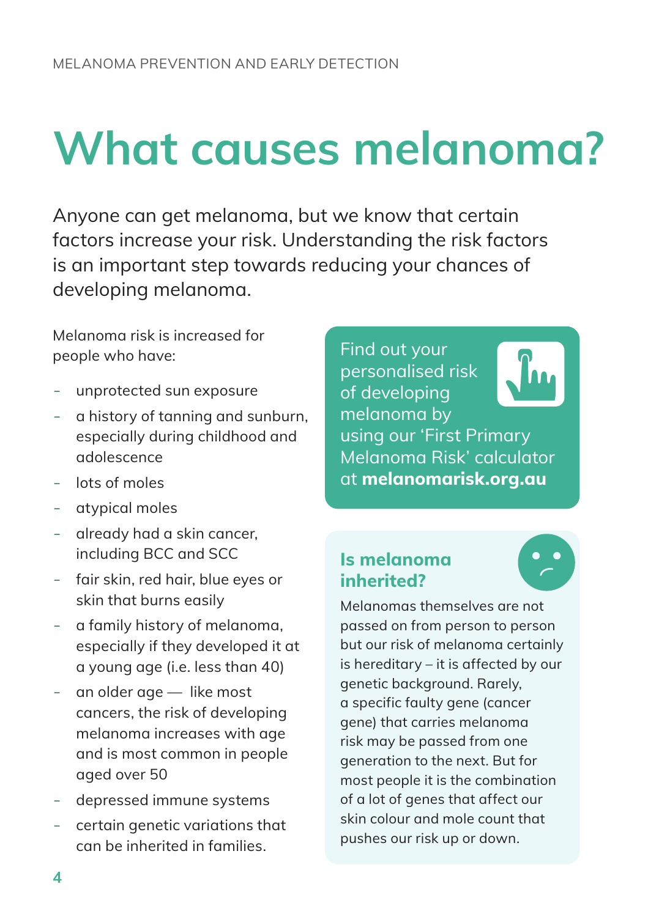# What causes melanoma?

Anyone can get melanoma, but we know that certain factors increase your risk. Understanding the risk factors is an important step towards reducing your chances of developing melanoma.

Melanoma risk is increased for people who have:

- unprotected sun exposure
- a history of tanning and sunburn, especially during childhood and adolescence
- lots of moles
- atypical moles
- already had a skin cancer, including BCC and SCC
- fair skin, red hair, blue eyes or skin that burns easily
- a family history of melanoma, especially if they developed it at a young age (i.e. less than 40)
- an older age — like most cancers, the risk of developing melanoma increases with age and is most common in people aged over 50
- depressed immune systems
- certain genetic variations that can be inherited in families.

Find out your personalised risk of developing melanoma by using our 'First Primary Melanoma Risk' calculator at **melanomarisk.org.au**

## Is melanoma inherited?

Melanomas themselves are not passed on from person to person but our risk of melanoma certainly is hereditary – it is affected by our genetic background. Rarely, a specific faulty gene (cancer gene) that carries melanoma risk may be passed from one generation to the next. But for most people it is the combination of a lot of genes that affect our skin colour and mole count that pushes our risk up or down.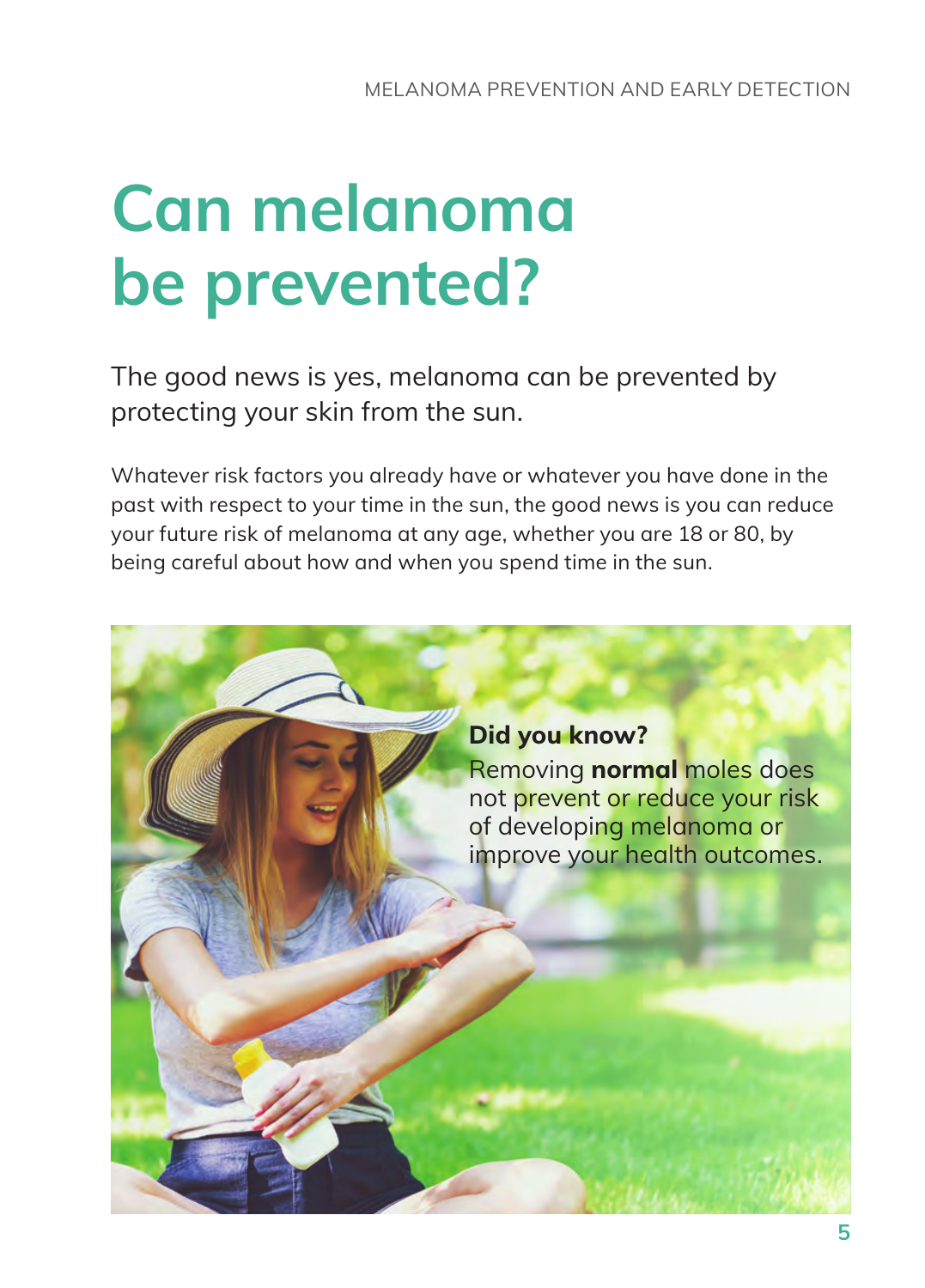# Can melanoma be prevented?

The good news is yes, melanoma can be prevented by protecting your skin from the sun.

Whatever risk factors you already have or whatever you have done in the past with respect to your time in the sun, the good news is you can reduce your future risk of melanoma at any age, whether you are 18 or 80, by being careful about how and when you spend time in the sun.

**Did you know?**
Removing **normal** moles does not prevent or reduce your risk of developing melanoma or improve your health outcomes.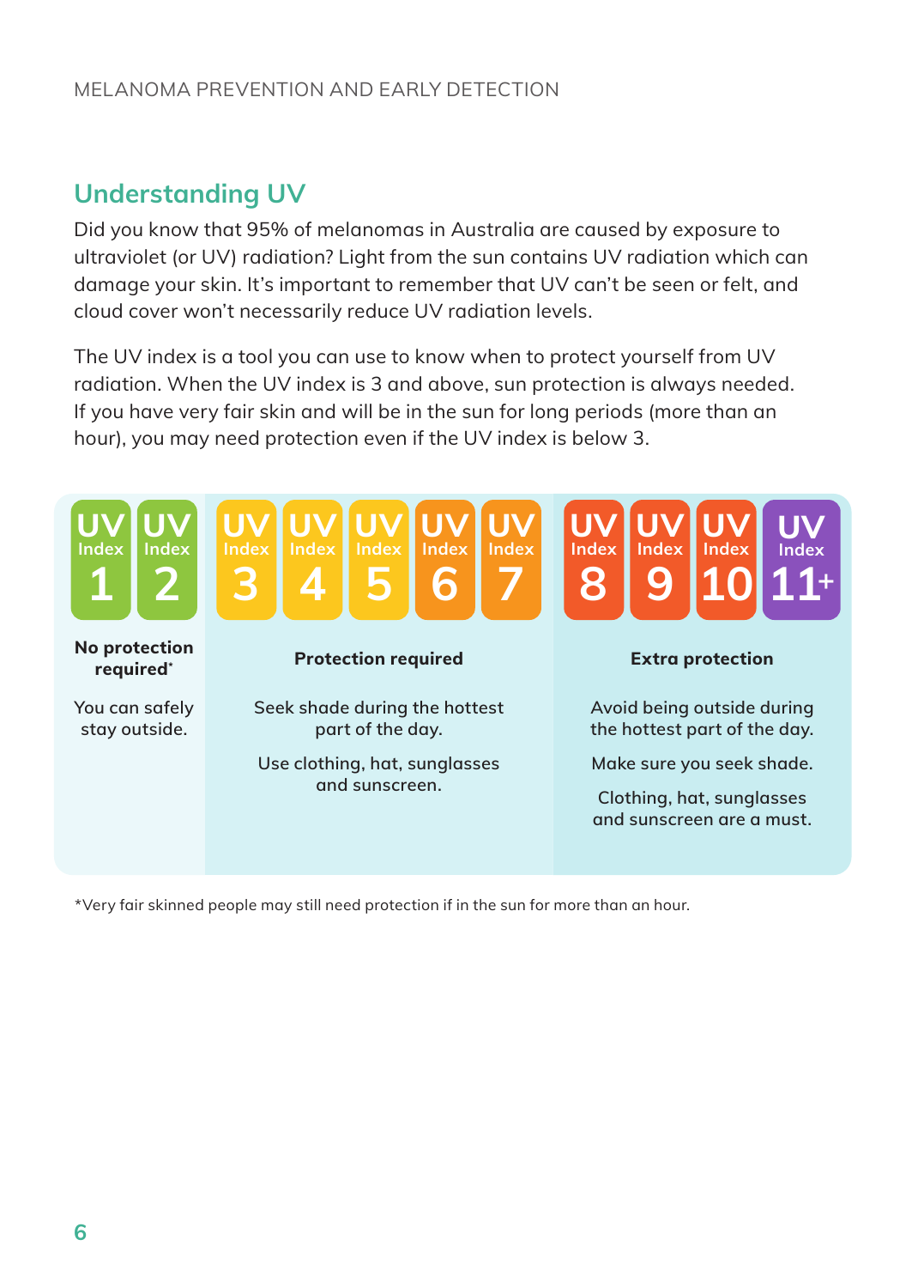## Understanding UV

Did you know that 95% of melanomas in Australia are caused by exposure to ultraviolet (or UV) radiation? Light from the sun contains UV radiation which can damage your skin. It's important to remember that UV can't be seen or felt, and cloud cover won't necessarily reduce UV radiation levels.

The UV index is a tool you can use to know when to protect yourself from UV radiation. When the UV index is 3 and above, sun protection is always needed. If you have very fair skin and will be in the sun for long periods (more than an hour), you may need protection even if the UV index is below 3.

| UV Index 1–2 | UV Index 3–7 | UV Index 8–11+ |
|---|---|---|
| **No protection required*** | **Protection required** | **Extra protection** |
| You can safely stay outside. | Seek shade during the hottest part of the day. Use clothing, hat, sunglasses and sunscreen. | Avoid being outside during the hottest part of the day. Make sure you seek shade. Clothing, hat, sunglasses and sunscreen are a must. |

*Very fair skinned people may still need protection if in the sun for more than an hour.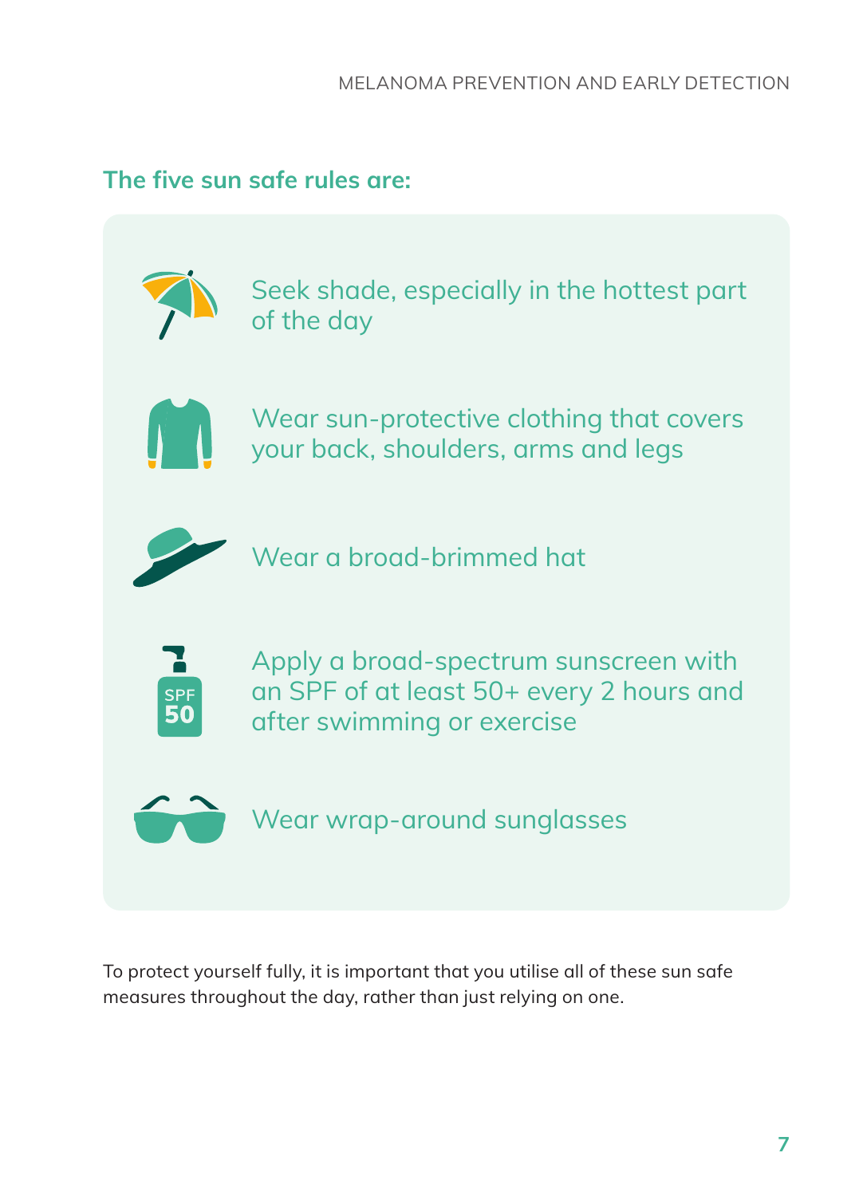## The five sun safe rules are:

- Seek shade, especially in the hottest part of the day
- Wear sun-protective clothing that covers your back, shoulders, arms and legs
- Wear a broad-brimmed hat
- Apply a broad-spectrum sunscreen with an SPF of at least 50+ every 2 hours and after swimming or exercise
- Wear wrap-around sunglasses

To protect yourself fully, it is important that you utilise all of these sun safe measures throughout the day, rather than just relying on one.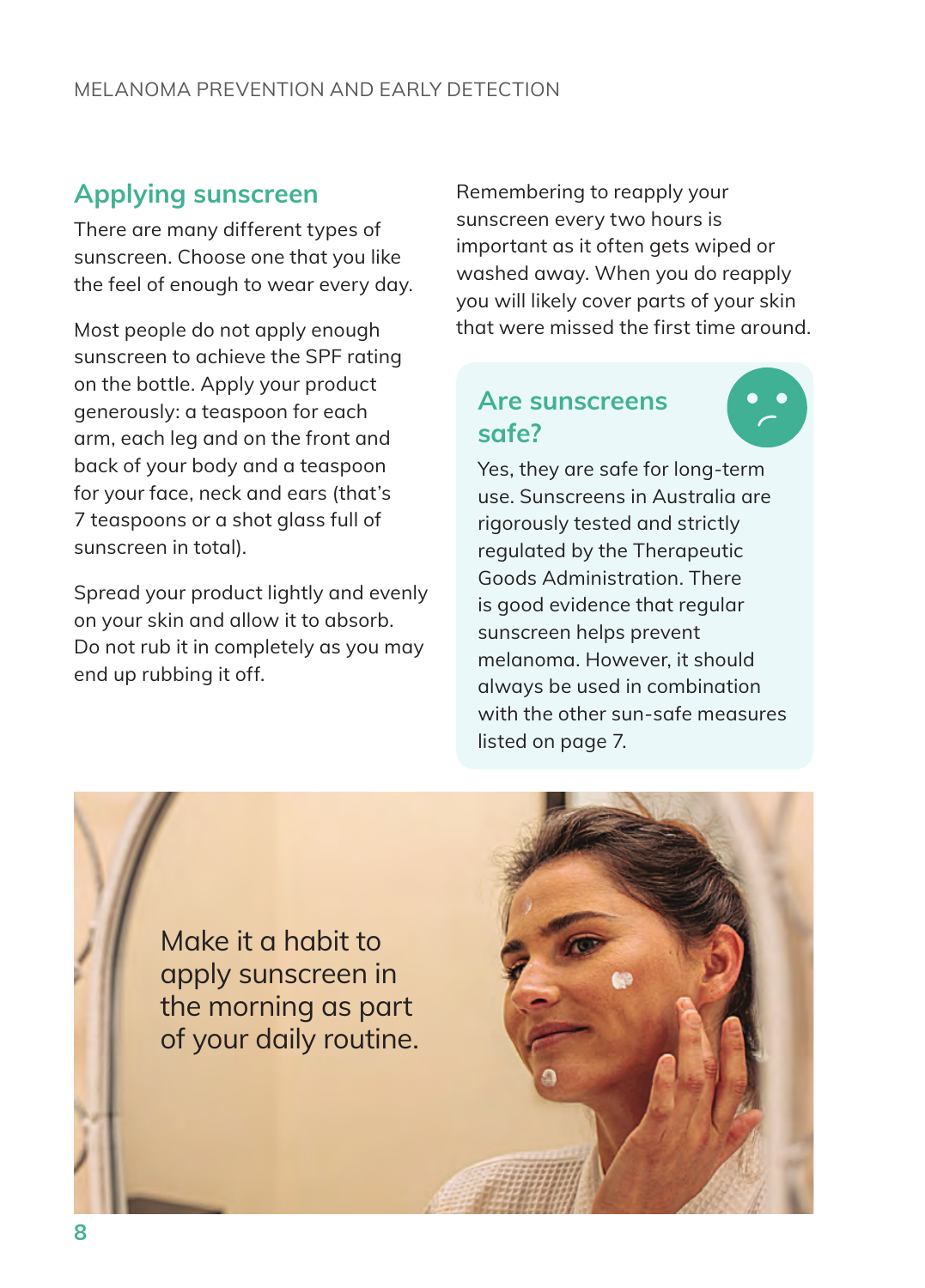## Applying sunscreen

There are many different types of sunscreen. Choose one that you like the feel of enough to wear every day.

Most people do not apply enough sunscreen to achieve the SPF rating on the bottle. Apply your product generously: a teaspoon for each arm, each leg and on the front and back of your body and a teaspoon for your face, neck and ears (that's 7 teaspoons or a shot glass full of sunscreen in total).

Spread your product lightly and evenly on your skin and allow it to absorb. Do not rub it in completely as you may end up rubbing it off.

Remembering to reapply your sunscreen every two hours is important as it often gets wiped or washed away. When you do reapply you will likely cover parts of your skin that were missed the first time around.

### Are sunscreens safe?

Yes, they are safe for long-term use. Sunscreens in Australia are rigorously tested and strictly regulated by the Therapeutic Goods Administration. There is good evidence that regular sunscreen helps prevent melanoma. However, it should always be used in combination with the other sun-safe measures listed on page 7.

Make it a habit to apply sunscreen in the morning as part of your daily routine.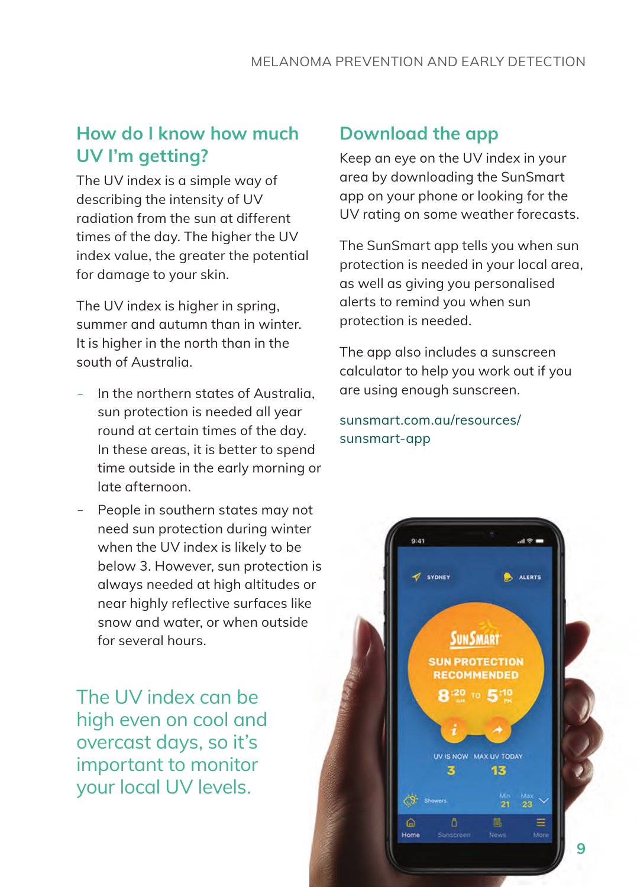## How do I know how much UV I'm getting?

The UV index is a simple way of describing the intensity of UV radiation from the sun at different times of the day. The higher the UV index value, the greater the potential for damage to your skin.

The UV index is higher in spring, summer and autumn than in winter. It is higher in the north than in the south of Australia.

- In the northern states of Australia, sun protection is needed all year round at certain times of the day. In these areas, it is better to spend time outside in the early morning or late afternoon.
- People in southern states may not need sun protection during winter when the UV index is likely to be below 3. However, sun protection is always needed at high altitudes or near highly reflective surfaces like snow and water, or when outside for several hours.

The UV index can be high even on cool and overcast days, so it's important to monitor your local UV levels.

## Download the app

Keep an eye on the UV index in your area by downloading the SunSmart app on your phone or looking for the UV rating on some weather forecasts.

The SunSmart app tells you when sun protection is needed in your local area, as well as giving you personalised alerts to remind you when sun protection is needed.

The app also includes a sunscreen calculator to help you work out if you are using enough sunscreen.

sunsmart.com.au/resources/sunsmart-app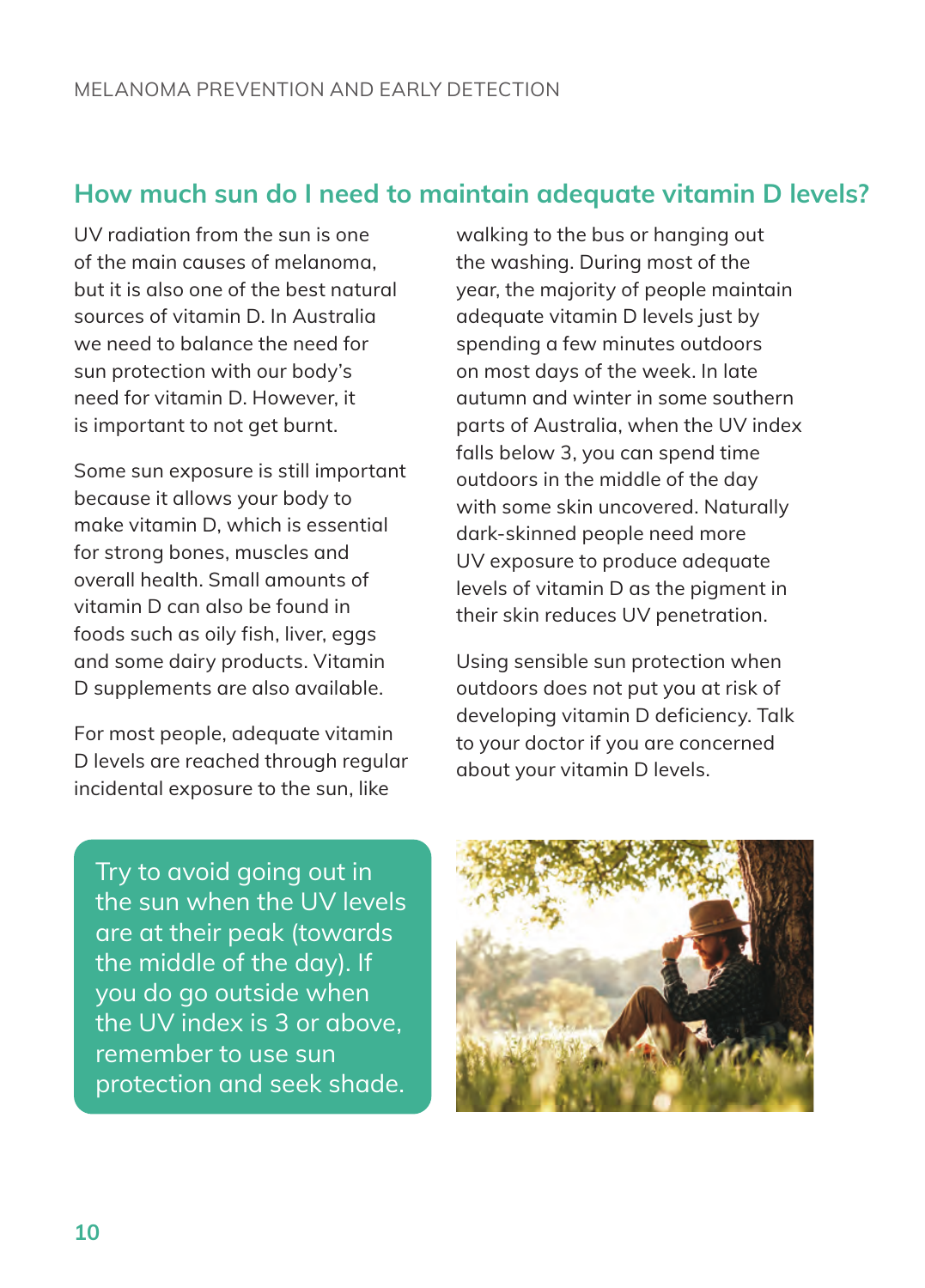## How much sun do I need to maintain adequate vitamin D levels?

UV radiation from the sun is one of the main causes of melanoma, but it is also one of the best natural sources of vitamin D. In Australia we need to balance the need for sun protection with our body's need for vitamin D. However, it is important to not get burnt.

Some sun exposure is still important because it allows your body to make vitamin D, which is essential for strong bones, muscles and overall health. Small amounts of vitamin D can also be found in foods such as oily fish, liver, eggs and some dairy products. Vitamin D supplements are also available.

For most people, adequate vitamin D levels are reached through regular incidental exposure to the sun, like walking to the bus or hanging out the washing. During most of the year, the majority of people maintain adequate vitamin D levels just by spending a few minutes outdoors on most days of the week. In late autumn and winter in some southern parts of Australia, when the UV index falls below 3, you can spend time outdoors in the middle of the day with some skin uncovered. Naturally dark-skinned people need more UV exposure to produce adequate levels of vitamin D as the pigment in their skin reduces UV penetration.

Using sensible sun protection when outdoors does not put you at risk of developing vitamin D deficiency. Talk to your doctor if you are concerned about your vitamin D levels.

Try to avoid going out in the sun when the UV levels are at their peak (towards the middle of the day). If you do go outside when the UV index is 3 or above, remember to use sun protection and seek shade.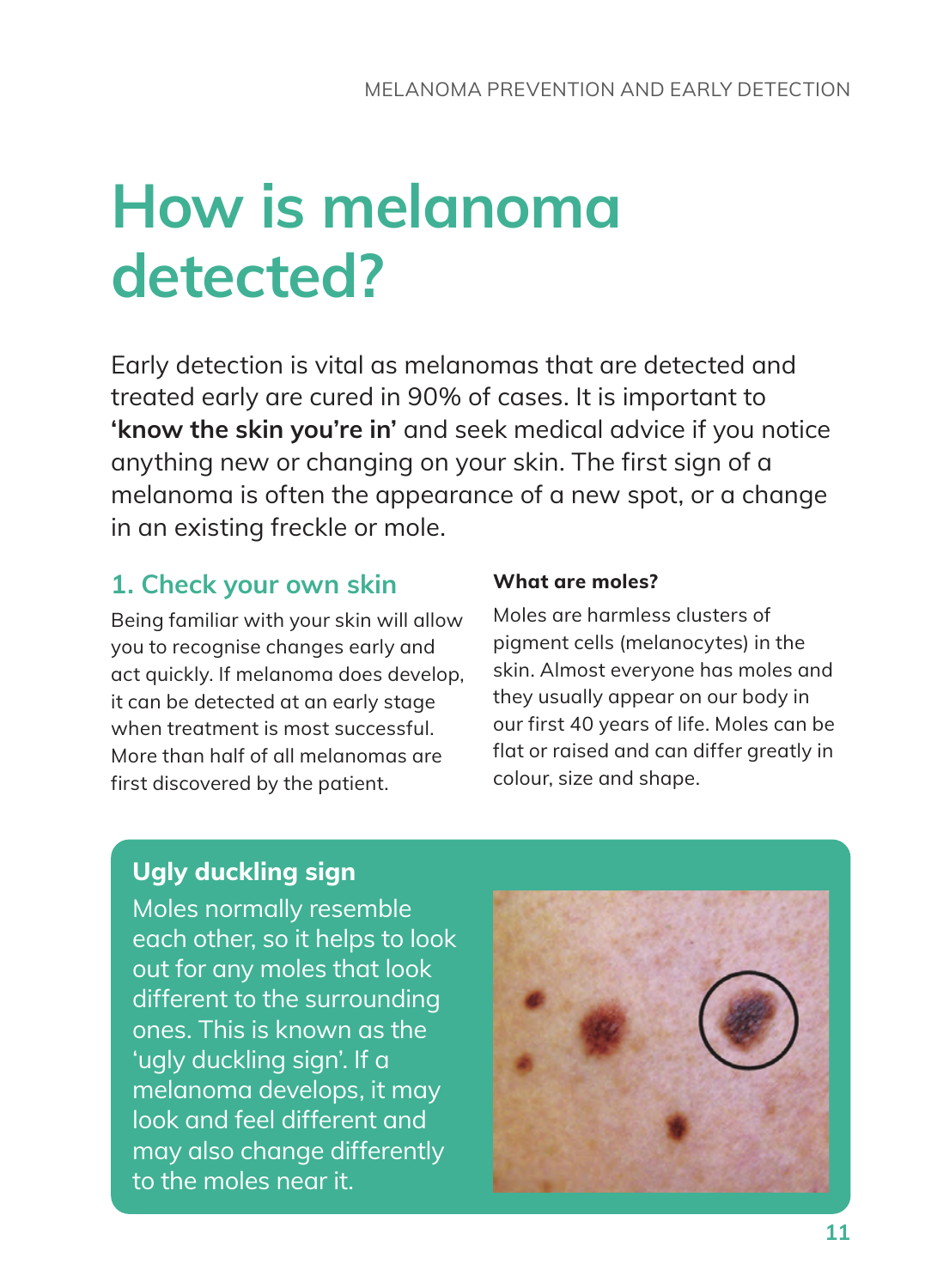# How is melanoma detected?

Early detection is vital as melanomas that are detected and treated early are cured in 90% of cases. It is important to **'know the skin you're in'** and seek medical advice if you notice anything new or changing on your skin. The first sign of a melanoma is often the appearance of a new spot, or a change in an existing freckle or mole.

## 1. Check your own skin

Being familiar with your skin will allow you to recognise changes early and act quickly. If melanoma does develop, it can be detected at an early stage when treatment is most successful. More than half of all melanomas are first discovered by the patient.

**What are moles?**

Moles are harmless clusters of pigment cells (melanocytes) in the skin. Almost everyone has moles and they usually appear on our body in our first 40 years of life. Moles can be flat or raised and can differ greatly in colour, size and shape.

### Ugly duckling sign

Moles normally resemble each other, so it helps to look out for any moles that look different to the surrounding ones. This is known as the 'ugly duckling sign'. If a melanoma develops, it may look and feel different and may also change differently to the moles near it.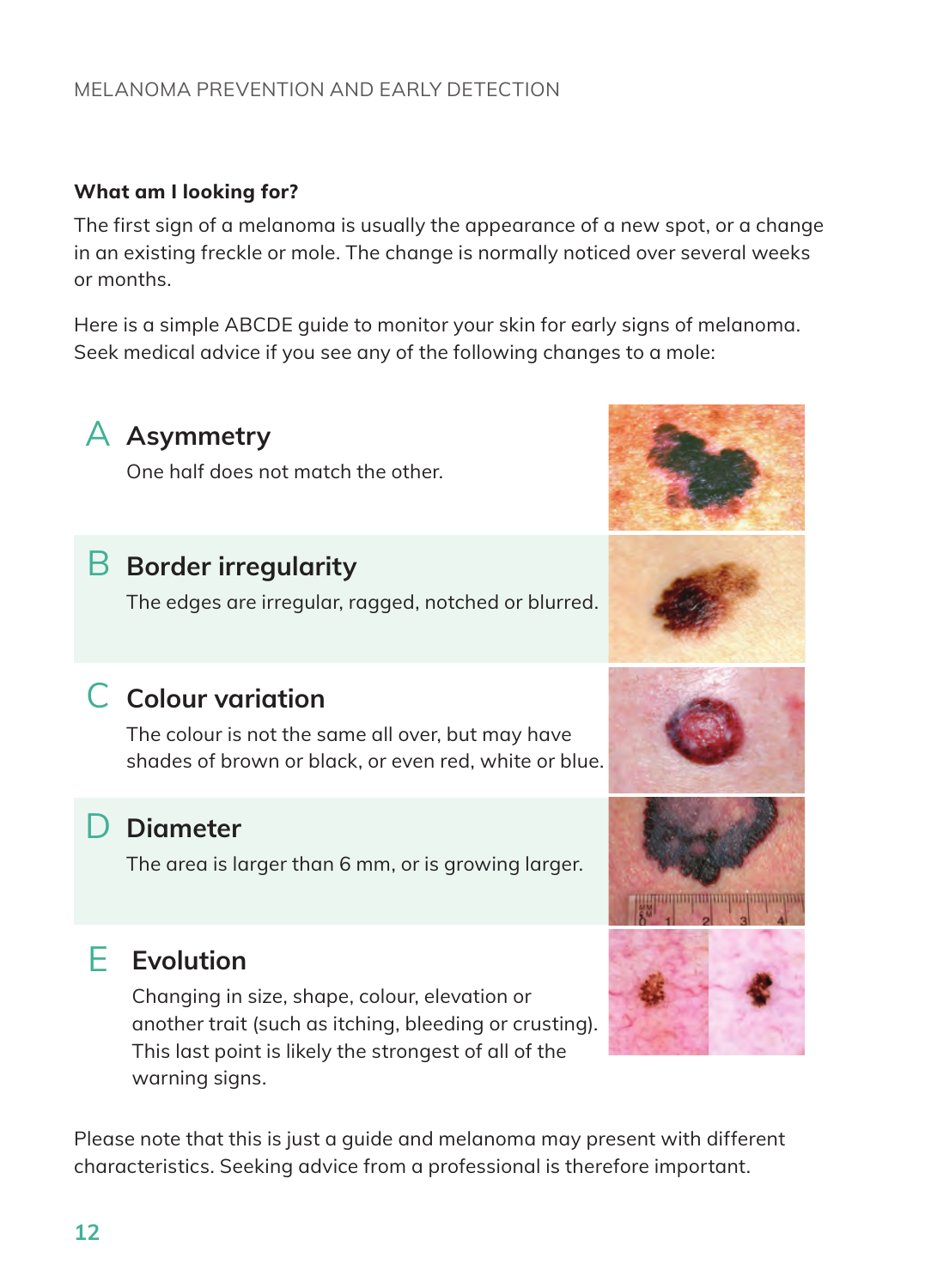### What am I looking for?

The first sign of a melanoma is usually the appearance of a new spot, or a change in an existing freckle or mole. The change is normally noticed over several weeks or months.

Here is a simple ABCDE guide to monitor your skin for early signs of melanoma. Seek medical advice if you see any of the following changes to a mole:

## A Asymmetry

One half does not match the other.

## B Border irregularity

The edges are irregular, ragged, notched or blurred.

## C Colour variation

The colour is not the same all over, but may have shades of brown or black, or even red, white or blue.

## D Diameter

The area is larger than 6 mm, or is growing larger.

## E Evolution

Changing in size, shape, colour, elevation or another trait (such as itching, bleeding or crusting). This last point is likely the strongest of all of the warning signs.

Please note that this is just a guide and melanoma may present with different characteristics. Seeking advice from a professional is therefore important.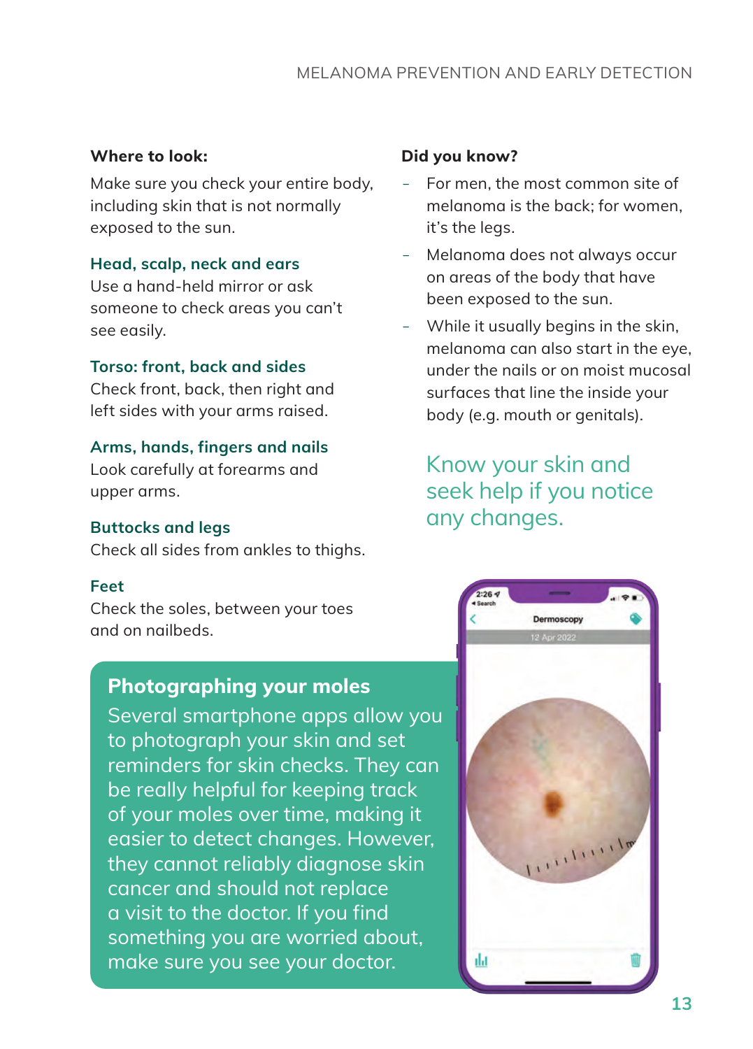### Where to look:

Make sure you check your entire body, including skin that is not normally exposed to the sun.

#### Head, scalp, neck and ears

Use a hand-held mirror or ask someone to check areas you can't see easily.

#### Torso: front, back and sides

Check front, back, then right and left sides with your arms raised.

#### Arms, hands, fingers and nails

Look carefully at forearms and upper arms.

#### Buttocks and legs

Check all sides from ankles to thighs.

#### Feet

Check the soles, between your toes and on nailbeds.

### Photographing your moles

Several smartphone apps allow you to photograph your skin and set reminders for skin checks. They can be really helpful for keeping track of your moles over time, making it easier to detect changes. However, they cannot reliably diagnose skin cancer and should not replace a visit to the doctor. If you find something you are worried about, make sure you see your doctor.

### Did you know?

- For men, the most common site of melanoma is the back; for women, it's the legs.
- Melanoma does not always occur on areas of the body that have been exposed to the sun.
- While it usually begins in the skin, melanoma can also start in the eye, under the nails or on moist mucosal surfaces that line the inside your body (e.g. mouth or genitals).

**Know your skin and seek help if you notice any changes.**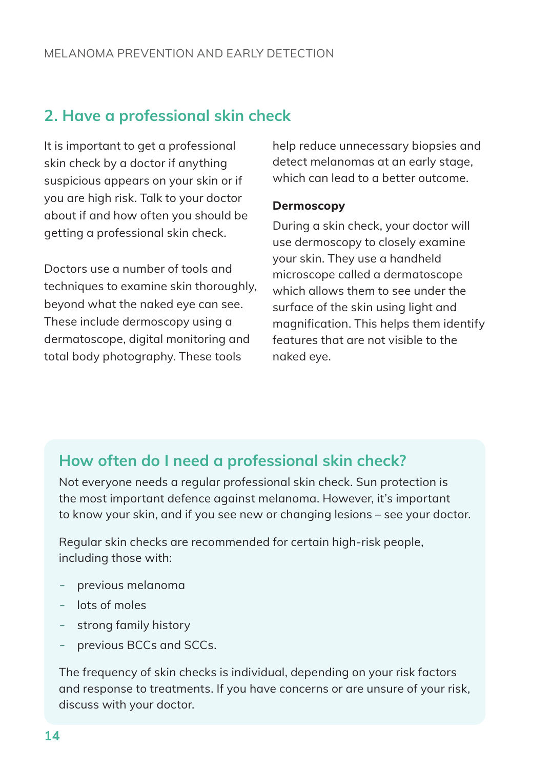## 2. Have a professional skin check

It is important to get a professional skin check by a doctor if anything suspicious appears on your skin or if you are high risk. Talk to your doctor about if and how often you should be getting a professional skin check.

Doctors use a number of tools and techniques to examine skin thoroughly, beyond what the naked eye can see. These include dermoscopy using a dermatoscope, digital monitoring and total body photography. These tools help reduce unnecessary biopsies and detect melanomas at an early stage, which can lead to a better outcome.

**Dermoscopy**

During a skin check, your doctor will use dermoscopy to closely examine your skin. They use a handheld microscope called a dermatoscope which allows them to see under the surface of the skin using light and magnification. This helps them identify features that are not visible to the naked eye.

### How often do I need a professional skin check?

Not everyone needs a regular professional skin check. Sun protection is the most important defence against melanoma. However, it's important to know your skin, and if you see new or changing lesions – see your doctor.

Regular skin checks are recommended for certain high-risk people, including those with:

- previous melanoma
- lots of moles
- strong family history
- previous BCCs and SCCs.

The frequency of skin checks is individual, depending on your risk factors and response to treatments. If you have concerns or are unsure of your risk, discuss with your doctor.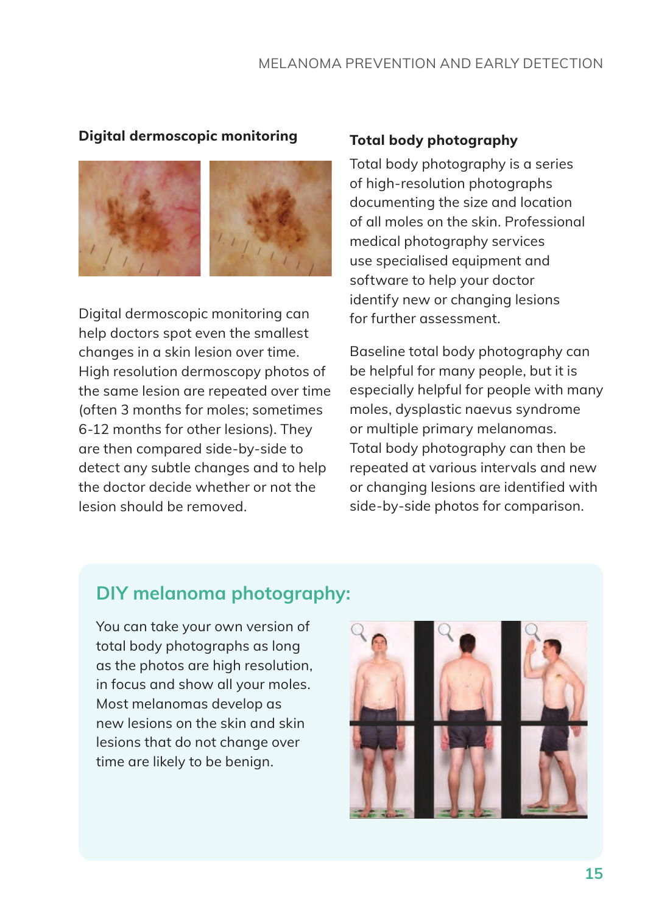## Digital dermoscopic monitoring

Digital dermoscopic monitoring can help doctors spot even the smallest changes in a skin lesion over time. High resolution dermoscopy photos of the same lesion are repeated over time (often 3 months for moles; sometimes 6-12 months for other lesions). They are then compared side-by-side to detect any subtle changes and to help the doctor decide whether or not the lesion should be removed.

## Total body photography

Total body photography is a series of high-resolution photographs documenting the size and location of all moles on the skin. Professional medical photography services use specialised equipment and software to help your doctor identify new or changing lesions for further assessment.

Baseline total body photography can be helpful for many people, but it is especially helpful for people with many moles, dysplastic naevus syndrome or multiple primary melanomas. Total body photography can then be repeated at various intervals and new or changing lesions are identified with side-by-side photos for comparison.

## DIY melanoma photography:

You can take your own version of total body photographs as long as the photos are high resolution, in focus and show all your moles. Most melanomas develop as new lesions on the skin and skin lesions that do not change over time are likely to be benign.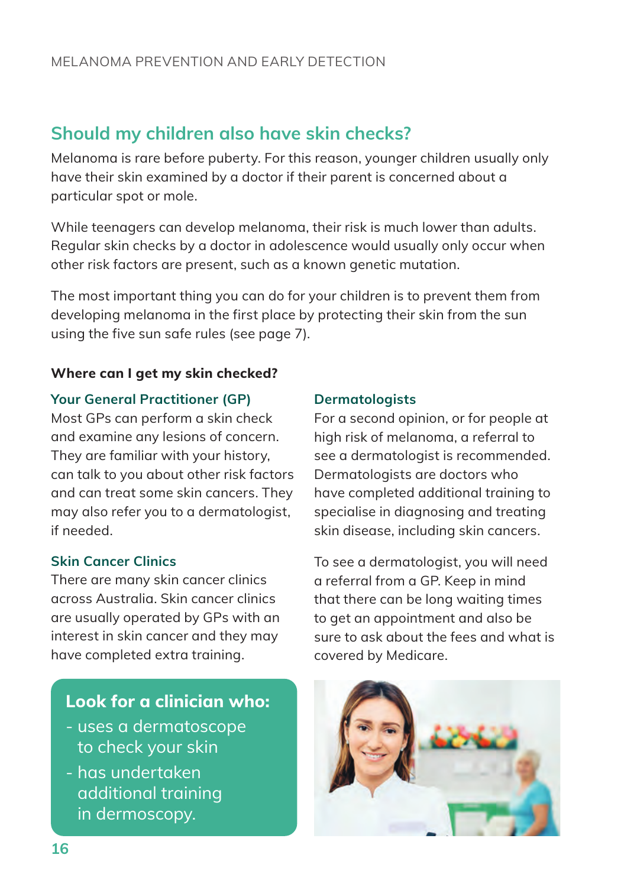## Should my children also have skin checks?

Melanoma is rare before puberty. For this reason, younger children usually only have their skin examined by a doctor if their parent is concerned about a particular spot or mole.

While teenagers can develop melanoma, their risk is much lower than adults. Regular skin checks by a doctor in adolescence would usually only occur when other risk factors are present, such as a known genetic mutation.

The most important thing you can do for your children is to prevent them from developing melanoma in the first place by protecting their skin from the sun using the five sun safe rules (see page 7).

**Where can I get my skin checked?**

### Your General Practitioner (GP)

Most GPs can perform a skin check and examine any lesions of concern. They are familiar with your history, can talk to you about other risk factors and can treat some skin cancers. They may also refer you to a dermatologist, if needed.

### Skin Cancer Clinics

There are many skin cancer clinics across Australia. Skin cancer clinics are usually operated by GPs with an interest in skin cancer and they may have completed extra training.

### Dermatologists

For a second opinion, or for people at high risk of melanoma, a referral to see a dermatologist is recommended. Dermatologists are doctors who have completed additional training to specialise in diagnosing and treating skin disease, including skin cancers.

To see a dermatologist, you will need a referral from a GP. Keep in mind that there can be long waiting times to get an appointment and also be sure to ask about the fees and what is covered by Medicare.

**Look for a clinician who:**

- uses a dermatoscope to check your skin
- has undertaken additional training in dermoscopy.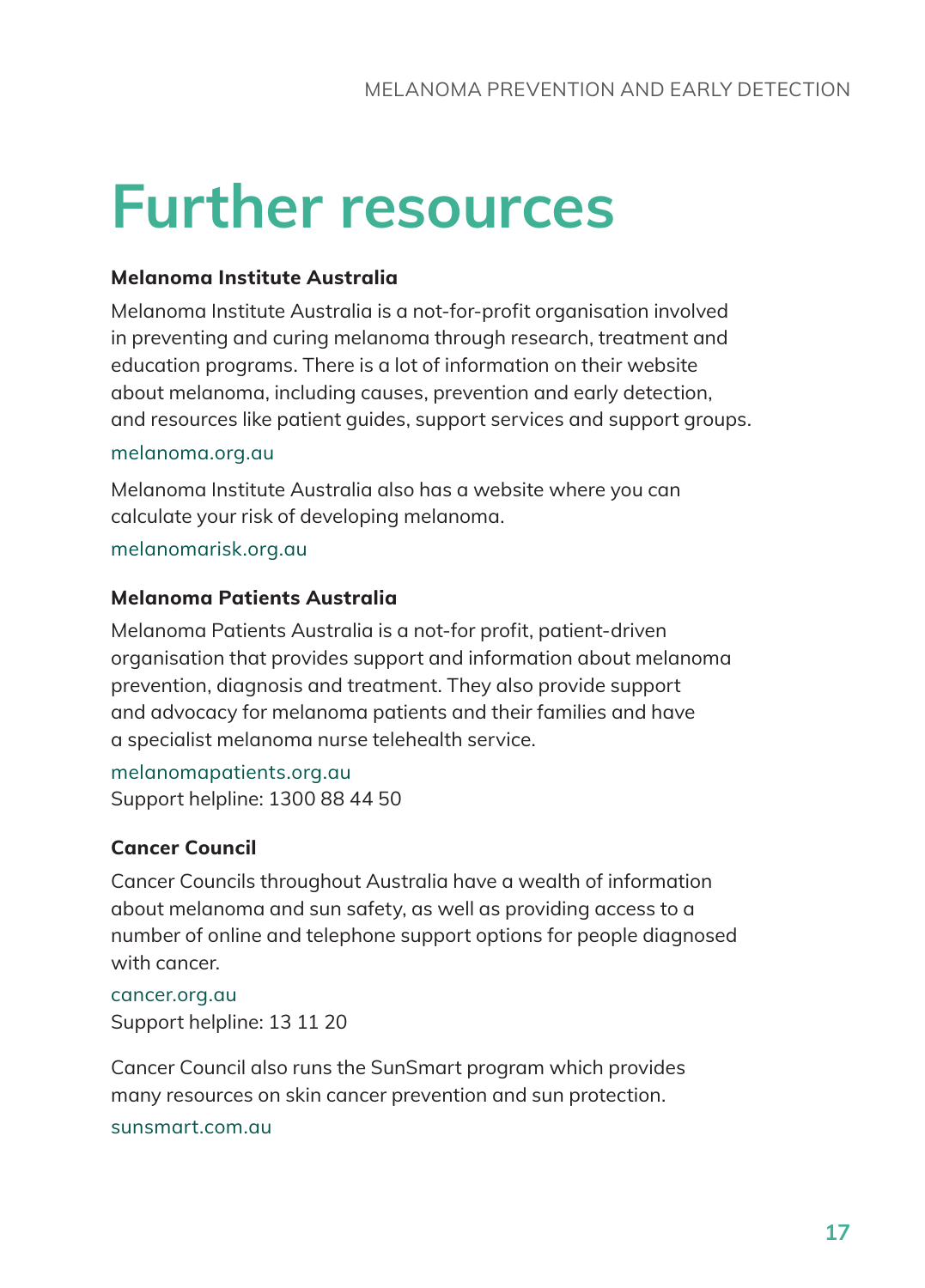# Further resources

**Melanoma Institute Australia**

Melanoma Institute Australia is a not-for-profit organisation involved in preventing and curing melanoma through research, treatment and education programs. There is a lot of information on their website about melanoma, including causes, prevention and early detection, and resources like patient guides, support services and support groups.

melanoma.org.au

Melanoma Institute Australia also has a website where you can calculate your risk of developing melanoma.

melanomarisk.org.au

**Melanoma Patients Australia**

Melanoma Patients Australia is a not-for profit, patient-driven organisation that provides support and information about melanoma prevention, diagnosis and treatment. They also provide support and advocacy for melanoma patients and their families and have a specialist melanoma nurse telehealth service.

melanomapatients.org.au
Support helpline: 1300 88 44 50

**Cancer Council**

Cancer Councils throughout Australia have a wealth of information about melanoma and sun safety, as well as providing access to a number of online and telephone support options for people diagnosed with cancer.

cancer.org.au
Support helpline: 13 11 20

Cancer Council also runs the SunSmart program which provides many resources on skin cancer prevention and sun protection.

sunsmart.com.au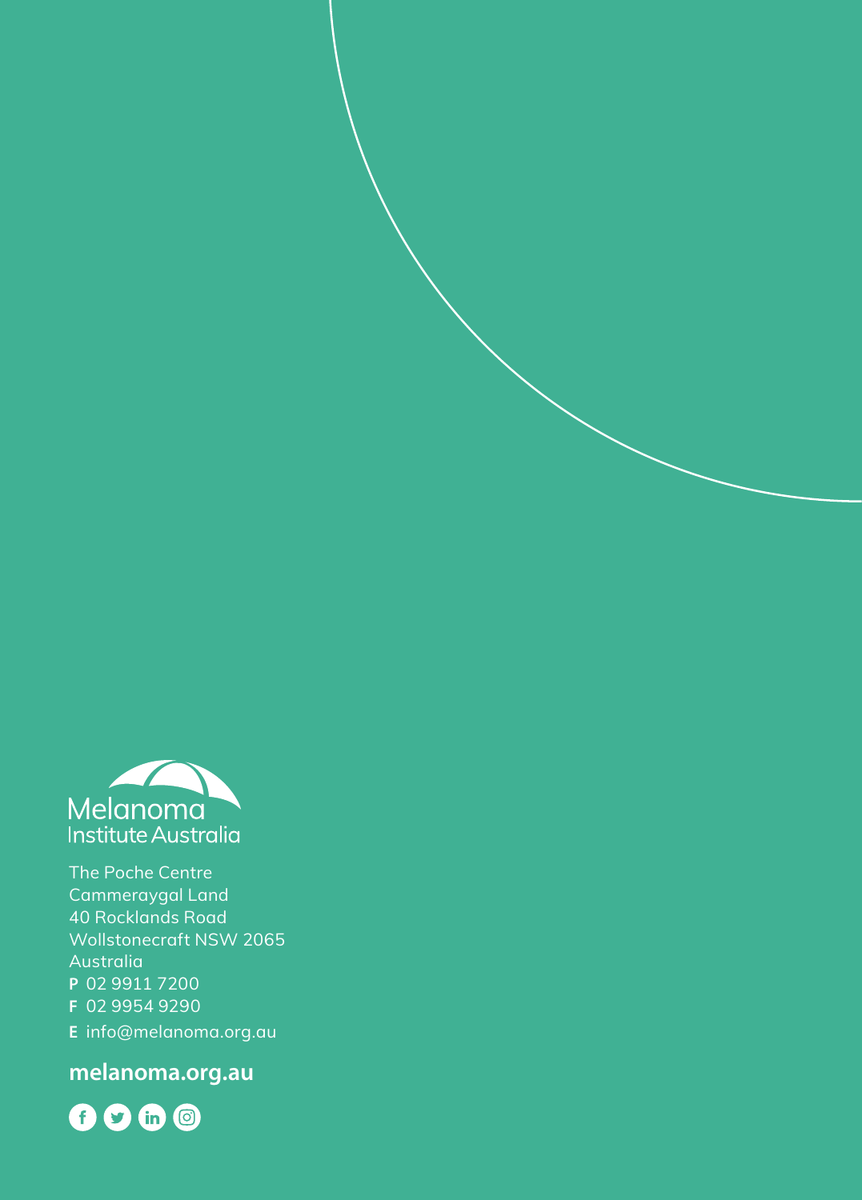Melanoma
Institute Australia

The Poche Centre
Cammeraygal Land
40 Rocklands Road
Wollstonecraft NSW 2065
Australia
**P** 02 9911 7200
**F** 02 9954 9290
**E** info@melanoma.org.au

**melanoma.org.au**